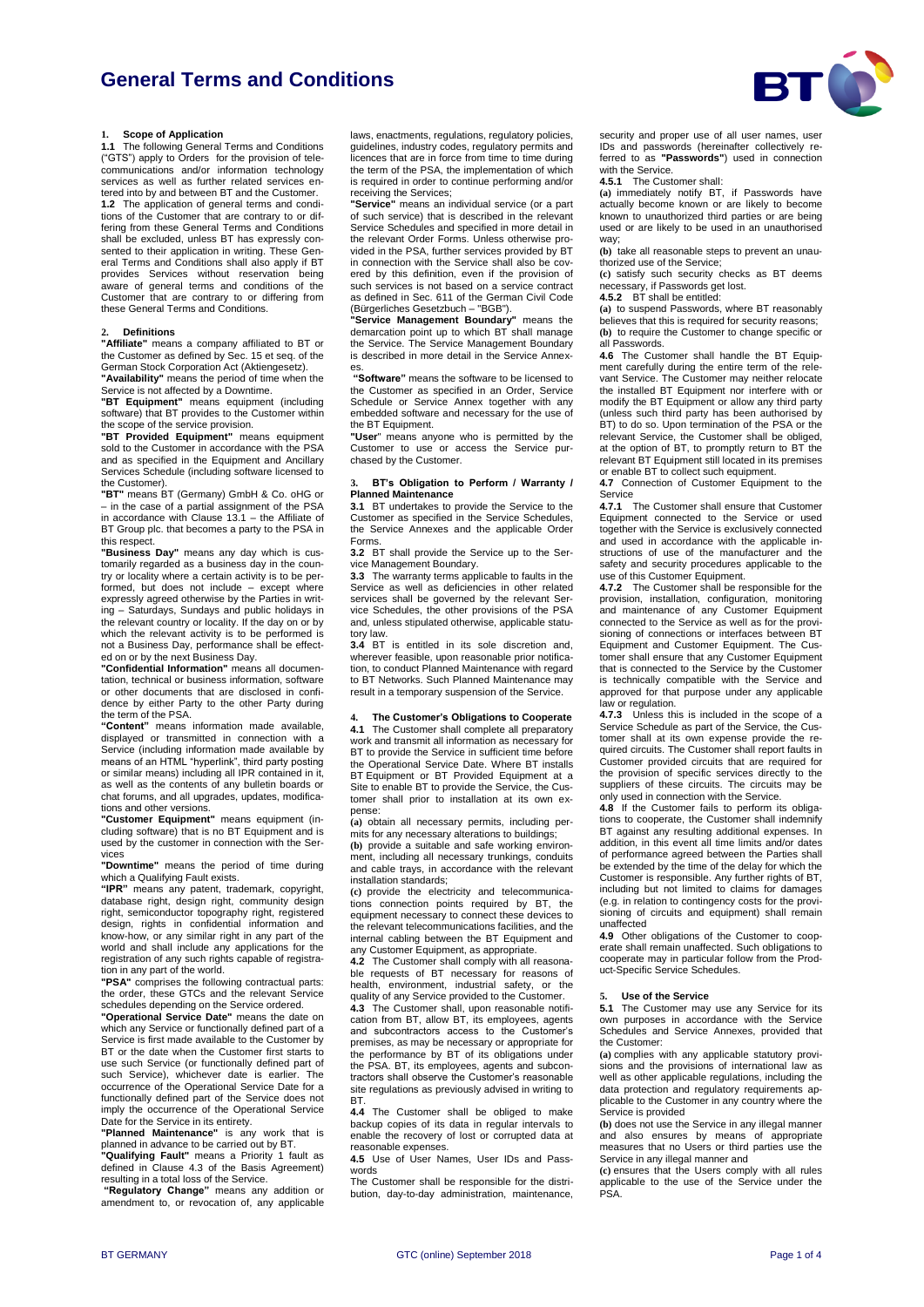# General Terms and Conditions

## 1. Scope of Application

**1.1** The following General Terms and Conditions ("GTS") apply to Orders for the provision of telecommunications and/or information technology services as well as further related services entered into by and between BT and the Customer.

**1.2** The application of general terms and conditions of the Customer that are contrary to or differing from these General Terms and Conditions shall be excluded, unless BT has expressly consented to their application in writing. These General Terms and Conditions shall also apply if BT provides Services without reservation being aware of general terms and conditions of the Customer that are contrary to or differing from these General Terms and Conditions.

## 2. Definitions

**"Affiliate"** means a company affiliated to BT or the Customer as defined by Sec. 15 et seq. of the German Stock Corporation Act (Aktiengesetz).

**"Availability"** means the period of time when the Service is not affected by a Downtime.

**"BT Equipment"** means equipment (including software) that BT provides to the Customer within the scope of the service provision.

**"BT Provided Equipment"** means equipment sold to the Customer in accordance with the PSA and as specified in the Equipment and Ancillary Services Schedule (including software licensed to the Customer).

**"BT"** means BT (Germany) GmbH & Co. oHG or – in the case of a partial assignment of the PSA in accordance with Clause 13.1 – the Affiliate of BT Group plc. that becomes a party to the PSA in this respect.

**"Business Day"** means any day which is customarily regarded as a business day in the country or locality where a certain activity is to be performed, but does not include – except where expressly agreed otherwise by the Parties in writing – Saturdays, Sundays and public holidays in the relevant country or locality. If the day on or by which the relevant activity is to be performed is not a Business Day, performance shall be effected on or by the next Business Day.

**"Confidential Information"** means all documentation, technical or business information, software or other documents that are disclosed in confidence by either Party to the other Party during the term of the PSA.

**"Content"** means information made available, displayed or transmitted in connection with a Service (including information made available by means of an HTML "hyperlink", third party posting or similar means) including all IPR contained in it, as well as the contents of any bulletin boards or chat forums, and all upgrades, updates, modifications and other versions.

**"Customer Equipment"** means equipment (including software) that is no BT Equipment and is used by the customer in connection with the Services

**"Downtime"** means the period of time during which a Qualifying Fault exists.

**"IPR"** means any patent, trademark, copyright, database right, design right, community design right, semiconductor topography right, registered design, rights in confidential information and know-how, or any similar right in any part of the world and shall include any applications for the registration of any such rights capable of registration in any part of the world.

**"PSA"** comprises the following contractual parts: the order, these GTCs and the relevant Service schedules depending on the Service ordered.

**"Operational Service Date"** means the date on which any Service or functionally defined part of a Service is first made available to the Customer by BT or the date when the Customer first starts to use such Service (or functionally defined part of such Service), whichever date is earlier. The occurrence of the Operational Service Date for a functionally defined part of the Service does not imply the occurrence of the Operational Service Date for the Service in its entirety.

**"Planned Maintenance"** is any work that is planned in advance to be carried out by BT.

**"Qualifying Fault"** means a Priority 1 fault as defined in Clause 4.3 of the Basis Agreement) resulting in a total loss of the Service.

**"Regulatory Change"** means any addition or amendment to, or revocation of, any applicable laws, enactments, regulations, regulatory policies, guidelines, industry codes, regulatory permits and licences that are in force from time to time during the term of the PSA, the implementation of which is required in order to continue performing and/or receiving the Services;

**"Service"** means an individual service (or a part of such service) that is described in the relevant Service Schedules and specified in more detail in the relevant Order Forms. Unless otherwise provided in the PSA, further services provided by BT in connection with the Service shall also be covered by this definition, even if the provision of such services is not based on a service contract as defined in Sec. 611 of the German Civil Code (Bürgerliches Gesetzbuch – "BGB").

**"Service Management Boundary"** means the demarcation point up to which BT shall manage the Service. The Service Management Boundary is described in more detail in the Service Annexes.

**"Software"** means the software to be licensed to the Customer as specified in an Order, Service Schedule or Service Annex together with any embedded software and necessary for the use of the BT Equipment.

**"User"** means anyone who is permitted by the Customer to use or access the Service purchased by the Customer.

## 3. BT's Obligation to Perform / Warranty / Planned Maintenance

**3.1** BT undertakes to provide the Service to the Customer as specified in the Service Schedules, the Service Annexes and the applicable Order Forms.

**3.2** BT shall provide the Service up to the Service Management Boundary.

**3.3** The warranty terms applicable to faults in the Service as well as deficiencies in other related services shall be governed by the relevant Service Schedules, the other provisions of the PSA and, unless stipulated otherwise, applicable statutory law.

**3.4** BT is entitled in its sole discretion and, wherever feasible, upon reasonable prior notification, to conduct Planned Maintenance with regard to BT Networks. Such Planned Maintenance may result in a temporary suspension of the Service.

## 4. The Customer's Obligation to Cooperate

**4.1** The Customer shall complete all preparatory work and transmit all information as necessary for BT to provide the Service in sufficient time before the Operational Service Date. Where BT installs BT Equipment or BT Provided Equipment at a Site to enable BT to provide the Service, the Customer shall prior to installation at its own expense:

**(a)** obtain all necessary permits, including permits for any necessary alterations to buildings;

**(b)** provide a suitable and safe working environment, including all necessary trunkings, conduits and cable trays, in accordance with the relevant installation standards;

**(c)** provide the electricity and telecommunications connection points required by BT, the equipment necessary to connect these devices to the relevant telecommunications facilities, and the internal cabling between the BT Equipment and any Customer Equipment, as appropriate.

**4.2** The Customer shall comply with all reasonable requests of BT necessary for reasons of health, environment, industrial safety, or the quality of any Service provided to the Customer.

**4.3** The Customer shall, upon reasonable notification from BT, allow BT, its employees, agents and subcontractors access to the Customer's premises, as may be necessary or appropriate for the performance by BT of its obligations under the PSA. BT, its employees, agents and subcontractors shall observe the Customer's reasonable site regulations as previously advised in writing to BT.

**4.4** The Customer shall be obliged to make backup copies of its data in regular intervals to enable the recovery of lost or corrupted data at reasonable expenses.

**4.5** Use of User Names, User IDs and Passwords

The Customer shall be responsible for the distribution, day-to-day administration, maintenance, security and proper use of all user names, user IDs and passwords (hereinafter collectively referred to as **"Passwords"**) used in connection with the Service.

**4.5.1** The Customer shall:

**(a)** immediately notify BT, if Passwords have actually become known or are likely to become known to unauthorized third parties or are being used or are likely to be used in an unauthorised way;

**(b)** take all reasonable steps to prevent an unauthorized use of the Service;

**(c)** satisfy such security checks as BT deems necessary, if Passwords get lost.

**4.5.2** BT shall be entitled:

**(a)** to suspend Passwords, where BT reasonably believes that this is required for security reasons;

**(b)** to require the Customer to change specific or all Passwords.

**4.6** The Customer shall handle the BT Equipment carefully during the entire term of the relevant Service. The Customer may neither relocate the installed BT Equipment nor interfere with or modify the BT Equipment or allow any third party (unless such third party has been authorised by BT) to do so. Upon termination of the PSA or the relevant Service, the Customer shall be obliged, at the option of BT, to promptly return to BT the relevant BT Equipment still located in its premises or enable BT to collect such equipment.

**4.7** Connection of Customer Equipment to the Service

**4.7.1** The Customer shall ensure that Customer Equipment connected to the Service or used together with the Service is exclusively connected and used in accordance with the applicable instructions of use of the manufacturer and the safety and security procedures applicable to the use of this Customer Equipment.

**4.7.2** The Customer shall be responsible for the provision, installation, configuration, monitoring and maintenance of any Customer Equipment connected to the Service as well as for the provisioning of connections or interfaces between BT Equipment and Customer Equipment. The Customer shall ensure that any Customer Equipment that is connected to the Service by the Customer is technically compatible with the Service and approved for that purpose under any applicable law or regulation.

**4.7.3** Unless this is included in the scope of a Service Schedule as part of the Service, the Customer shall at its own expense provide the required circuits. The Customer shall report faults in Customer provided circuits that are required for the provision of specific services directly to the suppliers of these circuits. The circuits may be only used in connection with the Service.

**4.8** If the Customer fails to perform its obligations to cooperate, the Customer shall indemnify BT against any resulting additional expenses. In addition, in this event all time limits and/or dates of performance agreed between the Parties shall be extended by the time of the delay for which the Customer is responsible. Any further rights of BT, including but not limited to claims for damages (e.g. in relation to contingency costs for the provisioning of circuits and equipment) shall remain unaffected

**4.9** Other obligations of the Customer to cooperate shall remain unaffected. Such obligations to cooperate may in particular follow from the Product-Specific Service Schedules.

## 5. Use of the Service

**5.1** The Customer may use any Service for its own purposes in accordance with the Service Schedules and Service Annexes, provided that the Customer:

**(a)** complies with any applicable statutory provisions and the provisions of international law as well as other applicable regulations, including the data protection and regulatory requirements applicable to the Customer in any country where the Service is provided

**(b)** does not use the Service in any illegal manner and also ensures by means of appropriate measures that no Users or third parties use the Service in any illegal manner and

**(c)** ensures that the Users comply with all rules applicable to the use of the Service under the PSA.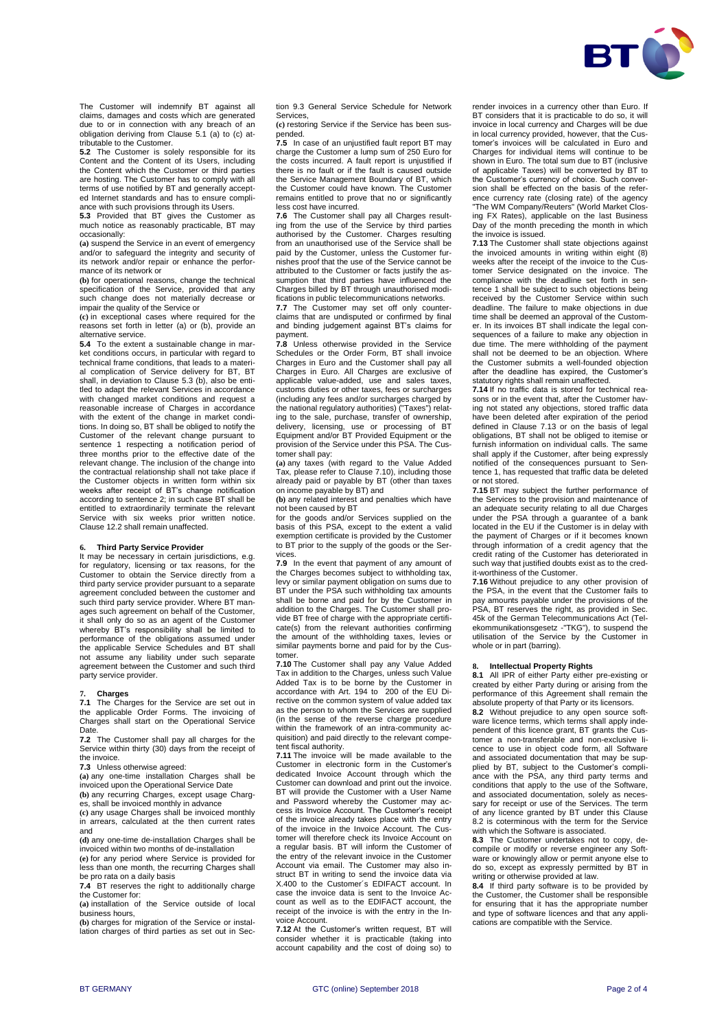The Customer will indemnify BT against all claims, damages and costs which are generated due to or in connection with any breach of an obligation deriving from Clause 5.1 (a) to (c) attributable to the Customer.

**5.2** The Customer is solely responsible for its Content and the Content of its Users, including the Content which the Customer or third parties are hosting. The Customer has to comply with all terms of use notified by BT and generally accepted Internet standards and has to ensure compliance with such provisions through its Users.

**5.3** Provided that BT gives the Customer as much notice as reasonably practicable, BT may occasionally:

**(a)** suspend the Service in an event of emergency and/or to safeguard the integrity and security of its network and/or repair or enhance the performance of its network or

**(b)** for operational reasons, change the technical specification of the Service, provided that any such change does not materially decrease or impair the quality of the Service or

**(c)** in exceptional cases where required for the reasons set forth in letter (a) or (b), provide an alternative service.

**5.4** To the extent a sustainable change in market conditions occurs, in particular with regard to technical frame conditions, that leads to a material complication of Service delivery for BT, BT shall, in deviation to Clause 5.3 (b), also be entitled to adapt the relevant Services in accordance with changed market conditions and request a reasonable increase of Charges in accordance with the extent of the change in market conditions. In doing so, BT shall be obliged to notify the Customer of the relevant change pursuant to sentence 1 respecting a notification period of three months prior to the effective date of the relevant change. The inclusion of the change into the contractual relationship shall not take place if the Customer objects in written form within six weeks after receipt of BT's change notification according to sentence 2; in such case BT shall be entitled to extraordinarily terminate the relevant Service with six weeks prior written notice. Clause 12.2 shall remain unaffected.

## 6. Third Party Service Provider

It may be necessary in certain jurisdictions, e.g. for regulatory, licensing or tax reasons, for the Customer to obtain the Service directly from a third party service provider pursuant to a separate agreement concluded between the customer and such third party service provider. Where BT manages such agreement on behalf of the Customer, it shall only do so as an agent of the Customer whereby BT's responsibility shall be limited to performance of the obligations assumed under the applicable Service Schedules and BT shall not assume any liability under such separate agreement between the Customer and such third party service provider.

## 7. Charges

**7.1** The Charges for the Service are set out in the applicable Order Forms. The invoicing of Charges shall start on the Operational Service Date.

**7.2** The Customer shall pay all charges for the Service within thirty (30) days from the receipt of the invoice.

**7.3** Unless otherwise agreed:

**(a)** any one-time installation Charges shall be invoiced upon the Operational Service Date

**(b)** any recurring Charges, except usage Charges, shall be invoiced monthly in advance

**(c)** any usage Charges shall be invoiced monthly in arrears, calculated at the then current rates and

**(d)** any one-time de-installation Charges shall be invoiced within two months of de-installation

**(e)** for any period where Service is provided for less than one month, the recurring Charges shall be pro rata on a daily basis

**7.4** BT reserves the right to additionally charge the Customer for:

**(a)** installation of the Service outside of local business hours,

**(b)** charges for migration of the Service or installation charges of third parties as set out in Section 9.3 General Service Schedule for Network Services,

**(c)** restoring Service if the Service has been suspended.

**7.5** In case of an unjustified fault report BT may charge the Customer a lump sum of 250 Euro for the costs incurred. A fault report is unjustified if there is no fault or if the fault is caused outside the Service Management Boundary of BT, which the Customer could have known. The Customer remains entitled to prove that no or significantly less cost have incurred.

**7.6** The Customer shall pay all Charges resulting from the use of the Service by third parties authorised by the Customer. Charges resulting from an unauthorised use of the Service shall be paid by the Customer, unless the Customer furnishes proof that the use of the Service cannot be attributed to the Customer or facts justify the assumption that third parties have influenced the Charges billed by BT through unauthorised modifications in public telecommunications networks.

**7.7** The Customer may set off only counter-claims that are undisputed or confirmed by final and binding judgement against BT's claims for payment.

**7.8** Unless otherwise provided in the Service Schedules or the Order Form, BT shall invoice Charges in Euro and the Customer shall pay all Charges in Euro. All Charges are exclusive of applicable value-added, use and sales taxes, customs duties or other taxes, fees or surcharges (including any fees and/or surcharges charged by the national regulatory authorities) ("Taxes") relating to the sale, purchase, transfer of ownership, delivery, licensing, use or processing of BT Equipment and/or BT Provided Equipment or the provision of the Service under this PSA. The Customer shall pay:

**(a)** any taxes (with regard to the Value Added Tax, please refer to Clause 7.10), including those already paid or payable by BT (other than taxes on income payable by BT) and

**(b)** any related interest and penalties which have not been caused by BT

for the goods and/or Services supplied on the basis of this PSA, except to the extent a valid exemption certificate is provided by the Customer to BT prior to the supply of the goods or the Services.

**7.9** In the event that payment of any amount of the Charges becomes subject to withholding tax, levy or similar payment obligation on sums due to BT under the PSA such withholding tax amounts shall be borne and paid for by the Customer in addition to the Charges. The Customer shall provide BT free of charge with the appropriate certificate(s) from the relevant authorities confirming the amount of the withholding taxes, levies or similar payments borne and paid for by the Customer.

**7.10** The Customer shall pay any Value Added Tax in addition to the Charges, unless such Value Added Tax is to be borne by the Customer in accordance with Art. 194 to 200 of the EU Directive on the common system of value added tax as the person to whom the Services are supplied (in the sense of the reverse charge procedure within the framework of an intra-community acquisition) and paid directly to the relevant competent fiscal authority.

**7.11** The invoice will be made available to the Customer in electronic form in the Customer's dedicated Invoice Account through which the Customer can download and print out the invoice. BT will provide the Customer with a User Name and Password whereby the Customer may access its Invoice Account. The Customer's receipt of the invoice already takes place with the entry of the invoice in the Invoice Account. The Customer will therefore check its Invoice Account on a regular basis. BT will inform the Customer of the entry of the relevant invoice in the Customer Account via email. The Customer may also instruct BT in writing to send the invoice data via X.400 to the Customer´s EDIFACT account. In case the invoice data is sent to the Invoice Account as well as to the EDIFACT account, the receipt of the invoice is with the entry in the Invoice Account.

**7.12** At the Customer's written request, BT will consider whether it is practicable (taking into account capability and the cost of doing so) to render invoices in a currency other than Euro. If BT considers that it is practicable to do so, it will invoice in local currency and Charges will be due in local currency provided, however, that the Customer's invoices will be calculated in Euro and Charges for individual items will continue to be shown in Euro. The total sum due to BT (inclusive of applicable Taxes) will be converted by BT to the Customer's currency of choice. Such conversion shall be effected on the basis of the reference currency rate (closing rate) of the agency "The WM Company/Reuters" (World Market Closing FX Rates), applicable on the last Business Day of the month preceding the month in which the invoice is issued.

**7.13** The Customer shall state objections against the invoiced amounts in writing within eight (8) weeks after the receipt of the invoice to the Customer Service designated on the invoice. The compliance with the deadline set forth in sentence 1 shall be subject to such objections being received by the Customer Service within such deadline. The failure to make objections in due time shall be deemed an approval of the Customer. In its invoices BT shall indicate the legal consequences of a failure to make any objection in due time. The mere withholding of the payment shall not be deemed to be an objection. Where the Customer submits a well-founded objection after the deadline has expired, the Customer's statutory rights shall remain unaffected.

**7.14** If no traffic data is stored for technical reasons or in the event that, after the Customer having not stated any objections, stored traffic data have been deleted after expiration of the period defined in Clause 7.13 or on the basis of legal obligations, BT shall not be obliged to itemise or furnish information on individual calls. The same shall apply if the Customer, after being expressly notified of the consequences pursuant to Sentence 1, has requested that traffic data be deleted or not stored.

**7.15** BT may subject the further performance of the Services to the provision and maintenance of an adequate security relating to all due Charges under the PSA through a guarantee of a bank located in the EU if the Customer is in delay with the payment of Charges or if it becomes known through information of a credit agency that the credit rating of the Customer has deteriorated in such way that justified doubts exist as to the credit-worthiness of the Customer.

**7.16** Without prejudice to any other provision of the PSA, in the event that the Customer fails to pay amounts payable under the provisions of the PSA, BT reserves the right, as provided in Sec. 45k of the German Telecommunications Act (Telekommunikationsgesetz -"TKG"), to suspend the utilisation of the Service by the Customer in whole or in part (barring).

## 8. Intellectual Property Rights

**8.1** All IPR of either Party either pre-existing or created by either Party during or arising from the performance of this Agreement shall remain the absolute property of that Party or its licensors.

**8.2** Without prejudice to any open source software licence terms, which terms shall apply independent of this licence grant, BT grants the Customer a non-transferable and non-exclusive licence to use in object code form, all Software and associated documentation that may be supplied by BT, subject to the Customer's compliance with the PSA, any third party terms and conditions that apply to the use of the Software, and associated documentation, solely as necessary for receipt or use of the Services. The term of any licence granted by BT under this Clause 8.2 is coterminous with the term for the Service with which the Software is associated.

**8.3** The Customer undertakes not to copy, decompile or modify or reverse engineer any Software or knowingly allow or permit anyone else to do so, except as expressly permitted by BT in writing or otherwise provided at law.

**8.4** If third party software is to be provided by the Customer, the Customer shall be responsible for ensuring that it has the appropriate number and type of software licences and that any applications are compatible with the Service.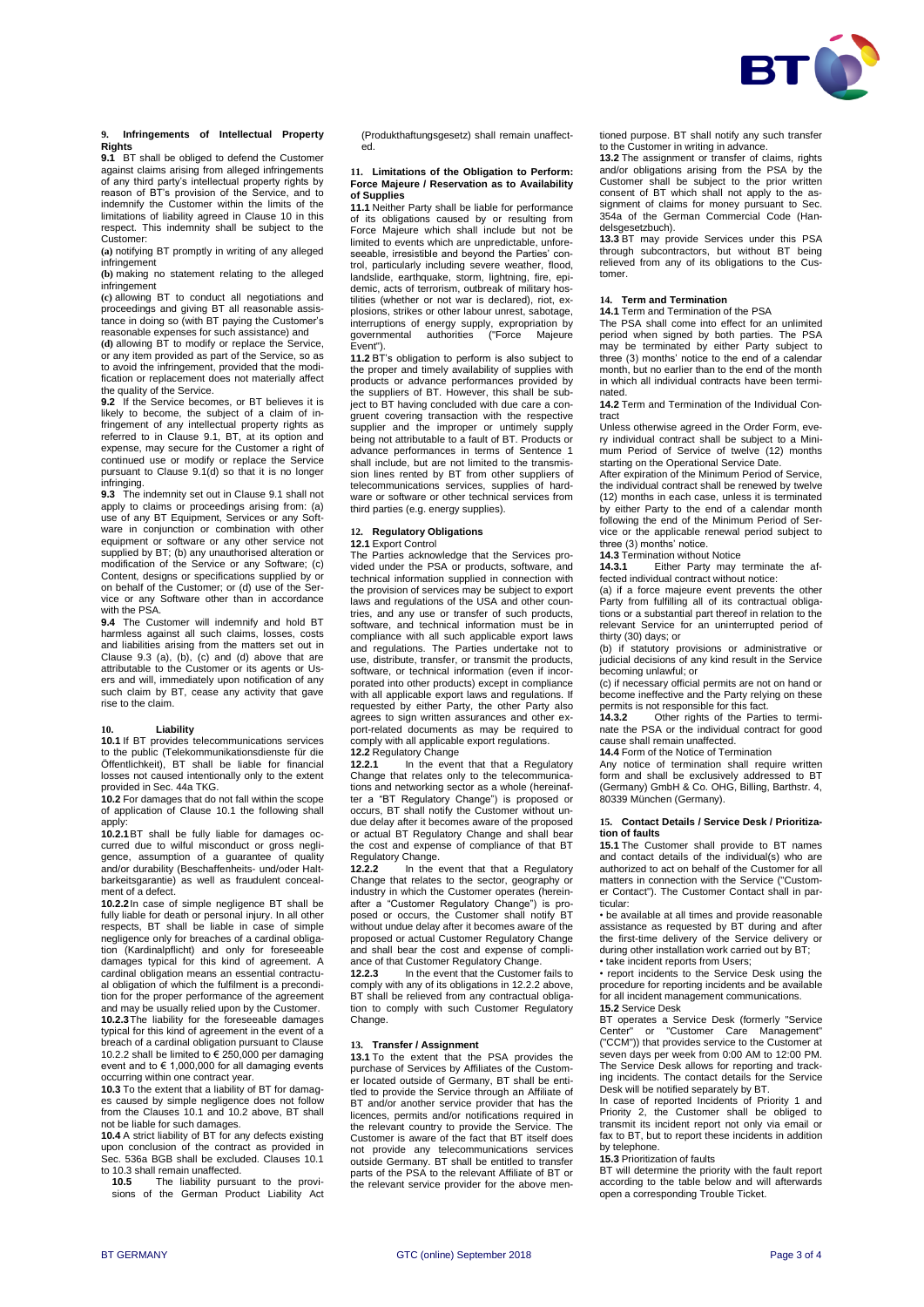## 9. Infringements of Intellectual Property Rights

**9.1** BT shall be obliged to defend the Customer against claims arising from alleged infringements of any third party's intellectual property rights by reason of BT's provision of the Service, and to indemnify the Customer within the limits of the limitations of liability agreed in Clause 10 in this respect. This indemnity shall be subject to the Customer:

**(a)** notifying BT promptly in writing of any alleged infringement

**(b)** making no statement relating to the alleged infringement

**(c)** allowing BT to conduct all negotiations and proceedings and giving BT all reasonable assistance in doing so (with BT paying the Customer's reasonable expenses for such assistance) and

**(d)** allowing BT to modify or replace the Service, or any item provided as part of the Service, so as to avoid the infringement, provided that the modification or replacement does not materially affect the quality of the Service.

**9.2** If the Service becomes, or BT believes it is likely to become, the subject of a claim of infringement of any intellectual property rights as referred to in Clause 9.1, BT, at its option and expense, may secure for the Customer a right of continued use or modify or replace the Service pursuant to Clause 9.1(d) so that it is no longer infringing.

**9.3** The indemnity set out in Clause 9.1 shall not apply to claims or proceedings arising from: (a) use of any BT Equipment, Services or any Software in conjunction or combination with other equipment or software or any other service not supplied by BT; (b) any unauthorised alteration or modification of the Service or any Software; (c) Content, designs or specifications supplied by or on behalf of the Customer; or (d) use of the Service or any Software other than in accordance with the PSA.

**9.4** The Customer will indemnify and hold BT harmless against all such claims, losses, costs and liabilities arising from the matters set out in Clause 9.3 (a), (b), (c) and (d) above that are attributable to the Customer or its agents or Users and will, immediately upon notification of any such claim by BT, cease any activity that gave rise to the claim.

## 10. Liability

**10.1** If BT provides telecommunications services to the public (Telekommunikationsdienste für die Öffentlichkeit), BT shall be liable for financial losses not caused intentionally only to the extent provided in Sec. 44a TKG.

**10.2** For damages that do not fall within the scope of application of Clause 10.1 the following shall apply:

**10.2.1** BT shall be fully liable for damages occurred due to wilful misconduct or gross negligence, assumption of a guarantee of quality and/or durability (Beschaffenheits- und/oder Haltbarkeitsgarantie) as well as fraudulent concealment of a defect.

**10.2.2** In case of simple negligence BT shall be fully liable for death or personal injury. In all other respects, BT shall be liable in case of simple negligence only for breaches of a cardinal obligation (Kardinalpflicht) and only for foreseeable damages typical for this kind of agreement. A cardinal obligation means an essential contractual obligation of which the fulfilment is a precondition for the proper performance of the agreement and may be usually relied upon by the Customer.

**10.2.3** The liability for the foreseeable damages typical for this kind of agreement in the event of a breach of a cardinal obligation pursuant to Clause 10.2.2 shall be limited to € 250,000 per damaging event and to € 1,000,000 for all damaging events occurring within one contract year.

**10.3** To the extent that a liability of BT for damages caused by simple negligence does not follow from the Clauses 10.1 and 10.2 above, BT shall not be liable for such damages.

**10.4** A strict liability of BT for any defects existing upon conclusion of the contract as provided in Sec. 536a BGB shall be excluded. Clauses 10.1 to 10.3 shall remain unaffected.

**10.5** The liability pursuant to the provisions of the German Product Liability Act (Produkthaftungsgesetz) shall remain unaffected.

## 11. Limitations of the Obligation to Perform: Force Majeure / Reservation as to Availability of Supplies

**11.1** Neither Party shall be liable for performance of its obligations caused by or resulting from Force Majeure which shall include but not be limited to events which are unpredictable, unforeseeable, irresistible and beyond the Parties' control, particularly including severe weather, flood, landslide, earthquake, storm, lightning, fire, epidemic, acts of terrorism, outbreak of military hostilities (whether or not war is declared), riot, explosions, strikes or other labour unrest, sabotage, interruptions of energy supply, expropriation by governmental authorities ("Force Majeure Event").

**11.2** BT's obligation to perform is also subject to the proper and timely availability of supplies with products or advance performances provided by the suppliers of BT. However, this shall be subject to BT having concluded with due care a congruent covering transaction with the respective supplier and the improper or untimely supply being not attributable to a fault of BT. Products or advance performances in terms of Sentence 1 shall include, but are not limited to the transmission lines rented by BT from other suppliers of telecommunications services, supplies of hardware or software or other technical services from third parties (e.g. energy supplies).

## 12. Regulatory Obligations

**12.1** Export Control

The Parties acknowledge that the Services provided under the PSA or products, software, and technical information supplied in connection with the provision of services may be subject to export laws and regulations of the USA and other countries, and any use or transfer of such products, software, and technical information must be in compliance with all such applicable export laws and regulations. The Parties undertake not to use, distribute, transfer, or transmit the products, software, or technical information (even if incorporated into other products) except in compliance with all applicable export laws and regulations. If requested by either Party, the other Party also agrees to sign written assurances and other export-related documents as may be required to comply with all applicable export regulations.

**12.2** Regulatory Change

**12.2.1** In the event that that a Regulatory Change that relates only to the telecommunications and networking sector as a whole (hereinafter a "BT Regulatory Change") is proposed or occurs, BT shall notify the Customer without undue delay after it becomes aware of the proposed or actual BT Regulatory Change and shall bear the cost and expense of compliance of that BT Regulatory Change.

**12.2.2** In the event that that a Regulatory Change that relates to the sector, geography or industry in which the Customer operates (hereinafter a "Customer Regulatory Change") is proposed or occurs, the Customer shall notify BT without undue delay after it becomes aware of the proposed or actual Customer Regulatory Change and shall bear the cost and expense of compliance of that Customer Regulatory Change.

**12.2.3** In the event that the Customer fails to comply with any of its obligations in 12.2.2 above, BT shall be relieved from any contractual obligation to comply with such Customer Regulatory Change.

## 13. Transfer / Assignment

**13.1** To the extent that the PSA provides the purchase of Services by Affiliates of the Customer located outside of Germany, BT shall be entitled to provide the Service through an Affiliate of BT and/or another service provider that has the licences, permits and/or notifications required in the relevant country to provide the Service. The Customer is aware of the fact that BT itself does not provide any telecommunications services outside Germany. BT shall be entitled to transfer parts of the PSA to the relevant Affiliate of BT or the relevant service provider for the above mentioned purpose. BT shall notify any such transfer to the Customer in writing in advance.

**13.2** The assignment or transfer of claims, rights and/or obligations arising from the PSA by the Customer shall be subject to the prior written consent of BT which shall not apply to the assignment of claims for money pursuant to Sec. 354a of the German Commercial Code (Handelsgesetzbuch).

**13.3** BT may provide Services under this PSA through subcontractors, but without BT being relieved from any of its obligations to the Customer.

## 14. Term and Termination

**14.1** Term and Termination of the PSA

The PSA shall come into effect for an unlimited period when signed by both parties. The PSA may be terminated by either Party subject to three (3) months' notice to the end of a calendar month, but no earlier than to the end of the month in which all individual contracts have been terminated.

**14.2** Term and Termination of the Individual Contract

Unless otherwise agreed in the Order Form, every individual contract shall be subject to a Minimum Period of Service of twelve (12) months starting on the Operational Service Date.

After expiration of the Minimum Period of Service, the individual contract shall be renewed by twelve (12) months in each case, unless it is terminated by either Party to the end of a calendar month following the end of the Minimum Period of Service or the applicable renewal period subject to three (3) months' notice.

**14.3** Termination without Notice

**14.3.1** Either Party may terminate the affected individual contract without notice:

(a) if a force majeure event prevents the other Party from fulfilling all of its contractual obligations or a substantial part thereof in relation to the relevant Service for an uninterrupted period of thirty (30) days; or

(b) if statutory provisions or administrative or judicial decisions of any kind result in the Service becoming unlawful; or

(c) if necessary official permits are not on hand or become ineffective and the Party relying on these permits is not responsible for this fact.

**14.3.2** Other rights of the Parties to terminate the PSA or the individual contract for good cause shall remain unaffected.

**14.4** Form of the Notice of Termination

Any notice of termination shall require written form and shall be exclusively addressed to BT (Germany) GmbH & Co. OHG, Billing, Barthstr. 4, 80339 München (Germany).

## 15. Contact Details / Service Desk / Prioritization of faults

**15.1** The Customer shall provide to BT names and contact details of the individual(s) who are authorized to act on behalf of the Customer for all matters in connection with the Service ("Customer Contact"). The Customer Contact shall in particular:

• be available at all times and provide reasonable assistance as requested by BT during and after the first-time delivery of the Service delivery or during other installation work carried out by BT;

• take incident reports from Users;

• report incidents to the Service Desk using the procedure for reporting incidents and be available for all incident management communications.

**15.2** Service Desk

BT operates a Service Desk (formerly "Service Center" or "Customer Care Management" ("CCM")) that provides service to the Customer at seven days per week from 0:00 AM to 12:00 PM. The Service Desk allows for reporting and tracking incidents. The contact details for the Service Desk will be notified separately by BT.

In case of reported Incidents of Priority 1 and Priority 2, the Customer shall be obliged to transmit its incident report not only via email or fax to BT, but to report these incidents in addition by telephone.

**15.3** Prioritization of faults

BT will determine the priority with the fault report according to the table below and will afterwards open a corresponding Trouble Ticket.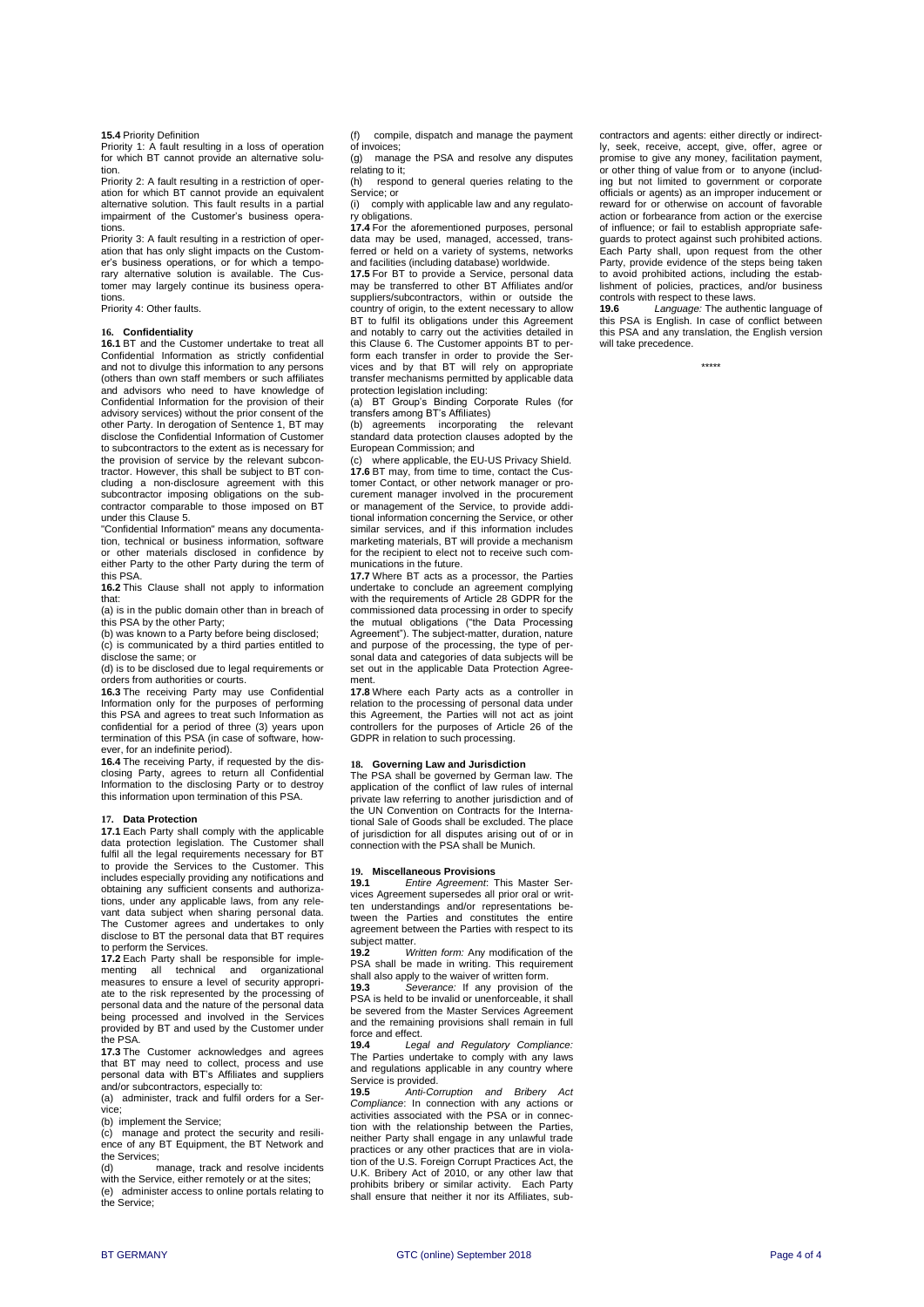**15.4** Priority Definition

Priority 1: A fault resulting in a loss of operation for which BT cannot provide an alternative solution.

Priority 2: A fault resulting in a restriction of operation for which BT cannot provide an equivalent alternative solution. This fault results in a partial impairment of the Customer's business operations.

Priority 3: A fault resulting in a restriction of operation that has only slight impacts on the Customer's business operations, or for which a temporary alternative solution is available. The Customer may largely continue its business operations.

Priority 4: Other faults.

## 16. Confidentiality

**16.1** BT and the Customer undertake to treat all Confidential Information as strictly confidential and not to divulge this information to any persons (others than own staff members or such affiliates and advisors who need to have knowledge of Confidential Information for the provision of their advisory services) without the prior consent of the other Party. In derogation of Sentence 1, BT may disclose the Confidential Information of Customer to subcontractors to the extent as is necessary for the provision of service by the relevant subcontractor. However, this shall be subject to BT concluding a non-disclosure agreement with this subcontractor imposing obligations on the subcontractor comparable to those imposed on BT under this Clause 5.

"Confidential Information" means any documentation, technical or business information, software or other materials disclosed in confidence by either Party to the other Party during the term of this PSA.

**16.2** This Clause shall not apply to information that:

(a) is in the public domain other than in breach of this PSA by the other Party;

(b) was known to a Party before being disclosed;

(c) is communicated by a third parties entitled to disclose the same; or

(d) is to be disclosed due to legal requirements or orders from authorities or courts.

**16.3** The receiving Party may use Confidential Information only for the purposes of performing this PSA and agrees to treat such Information as confidential for a period of three (3) years upon termination of this PSA (in case of software, however, for an indefinite period).

**16.4** The receiving Party, if requested by the disclosing Party, agrees to return all Confidential Information to the disclosing Party or to destroy this information upon termination of this PSA.

## 17. Data Protection

**17.1** Each Party shall comply with the applicable data protection legislation. The Customer shall fulfil all the legal requirements necessary for BT to provide the Services to the Customer. This includes especially providing any notifications and obtaining any sufficient consents and authorizations, under any applicable laws, from any relevant data subject when sharing personal data. The Customer agrees and undertakes to only disclose to BT the personal data that BT requires to perform the Services.

**17.2** Each Party shall be responsible for implementing all technical and organizational measures to ensure a level of security appropriate to the risk represented by the processing of personal data and the nature of the personal data being processed and involved in the Services provided by BT and used by the Customer under the PSA.

**17.3** The Customer acknowledges and agrees that BT may need to collect, process and use personal data with BT's Affiliates and suppliers and/or subcontractors, especially to:

(a) administer, track and fulfil orders for a Service;

(b) implement the Service;

(c) manage and protect the security and resilience of any BT Equipment, the BT Network and the Services;

(d) manage, track and resolve incidents with the Service, either remotely or at the sites;

(e) administer access to online portals relating to the Service;

(f) compile, dispatch and manage the payment of invoices;

(g) manage the PSA and resolve any disputes relating to it;

(h) respond to general queries relating to the Service; or

(i) comply with applicable law and any regulatory obligations.

**17.4** For the aforementioned purposes, personal data may be used, managed, accessed, transferred or held on a variety of systems, networks and facilities (including database) worldwide.

**17.5** For BT to provide a Service, personal data may be transferred to other BT Affiliates and/or suppliers/subcontractors, within or outside the country of origin, to the extent necessary to allow BT to fulfil its obligations under this Agreement and notably to carry out the activities detailed in this Clause 6. The Customer appoints BT to perform each transfer in order to provide the Services and by that BT will rely on appropriate transfer mechanisms permitted by applicable data protection legislation including:

(a) BT Group's Binding Corporate Rules (for transfers among BT's Affiliates)

(b) agreements incorporating the relevant standard data protection clauses adopted by the European Commission; and

(c) where applicable, the EU-US Privacy Shield.

**17.6** BT may, from time to time, contact the Customer Contact, or other network manager or procurement manager involved in the procurement or management of the Service, to provide additional information concerning the Service, or other similar services, and if this information includes marketing materials, BT will provide a mechanism for the recipient to elect not to receive such communications in the future.

**17.7** Where BT acts as a processor, the Parties undertake to conclude an agreement complying with the requirements of Article 28 GDPR for the commissioned data processing in order to specify the mutual obligations ("the Data Processing Agreement"). The subject-matter, duration, nature and purpose of the processing, the type of personal data and categories of data subjects will be set out in the applicable Data Protection Agreement.

**17.8** Where each Party acts as a controller in relation to the processing of personal data under this Agreement, the Parties will not act as joint controllers for the purposes of Article 26 of the GDPR in relation to such processing.

## 18. Governing Law and Jurisdiction

The PSA shall be governed by German law. The application of the conflict of law rules of internal private law referring to another jurisdiction and of the UN Convention on Contracts for the International Sale of Goods shall be excluded. The place of jurisdiction for all disputes arising out of or in connection with the PSA shall be Munich.

## 19. Miscellaneous Provisions

**19.1** *Entire Agreement*: This Master Services Agreement supersedes all prior oral or written understandings and/or representations between the Parties and constitutes the entire agreement between the Parties with respect to its subject matter.

**19.2** *Written form:* Any modification of the PSA shall be made in writing. This requirement shall also apply to the waiver of written form.

**19.3** *Severance:* If any provision of the PSA is held to be invalid or unenforceable, it shall be severed from the Master Services Agreement and the remaining provisions shall remain in full force and effect.

**19.4** *Legal and Regulatory Compliance:* The Parties undertake to comply with any laws and regulations applicable in any country where Service is provided.

**19.5** *Anti-Corruption and Bribery Act Compliance*: In connection with any actions or activities associated with the PSA or in connection with the relationship between the Parties, neither Party shall engage in any unlawful trade practices or any other practices that are in violation of the U.S. Foreign Corrupt Practices Act, the U.K. Bribery Act of 2010, or any other law that prohibits bribery or similar activity. Each Party shall ensure that neither it nor its Affiliates, subcontractors and agents: either directly or indirectly, seek, receive, accept, give, offer, agree or promise to give any money, facilitation payment, or other thing of value from or to anyone (including but not limited to government or corporate officials or agents) as an improper inducement or reward for or otherwise on account of favorable action or forbearance from action or the exercise of influence; or fail to establish appropriate safeguards to protect against such prohibited actions. Each Party shall, upon request from the other Party, provide evidence of the steps being taken to avoid prohibited actions, including the establishment of policies, practices, and/or business controls with respect to these laws.

**19.6** *Language:* The authentic language of this PSA is English. In case of conflict between this PSA and any translation, the English version will take precedence.

\*\*\*\*\*